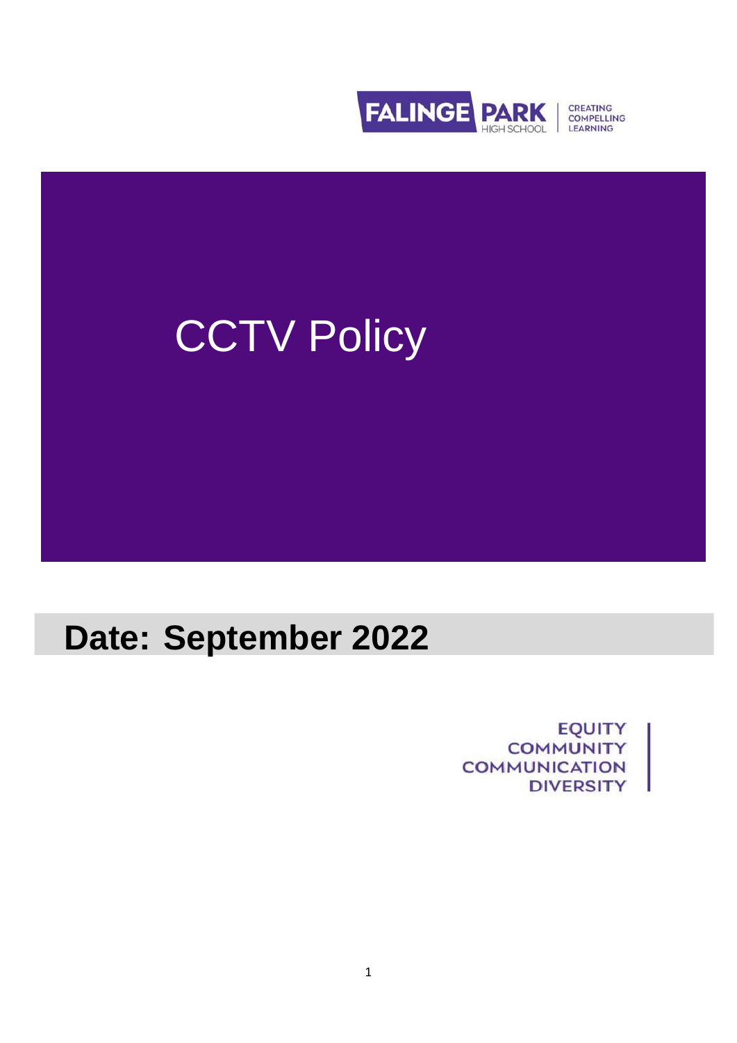FALINGE PARK HIGH SCHOOL | CREATING COMPELLING LEARNING

# CCTV Policy

## Date: September 2022

EQUITY
COMMUNITY
COMMUNICATION
DIVERSITY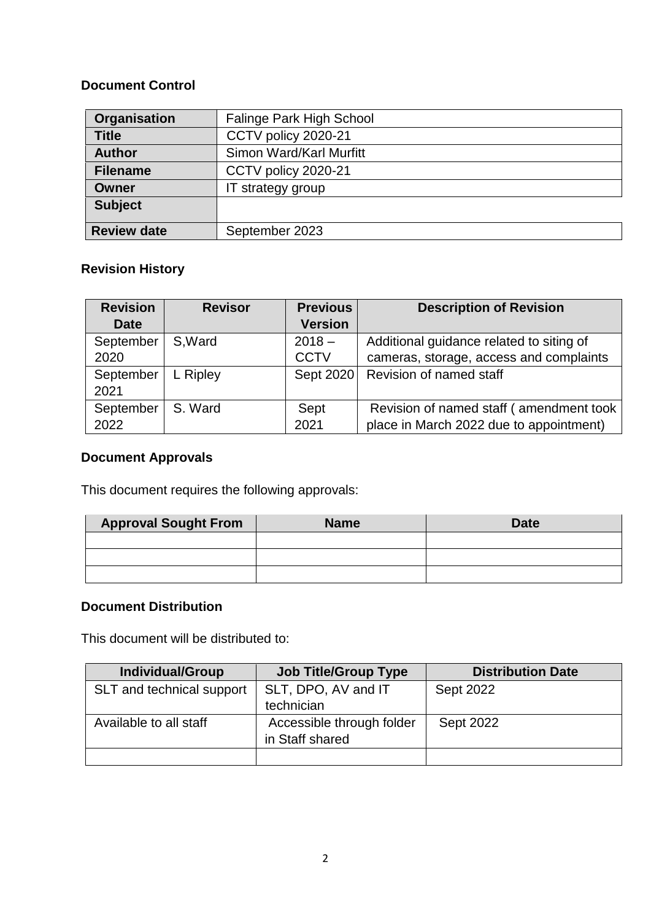### Document Control

| Organisation | Falinge Park High School |
|---|---|
| Title | CCTV policy 2020-21 |
| Author | Simon Ward/Karl Murfitt |
| Filename | CCTV policy 2020-21 |
| Owner | IT strategy group |
| Subject | |
| Review date | September 2023 |

### Revision History

| Revision Date | Revisor | Previous Version | Description of Revision |
|---|---|---|---|
| September 2020 | S,Ward | 2018 – CCTV | Additional guidance related to siting of cameras, storage, access and complaints |
| September 2021 | L Ripley | Sept 2020 | Revision of named staff |
| September 2022 | S. Ward | Sept 2021 | Revision of named staff ( amendment took place in March 2022 due to appointment) |

### Document Approvals

This document requires the following approvals:

| Approval Sought From | Name | Date |
|---|---|---|
| | | |
| | | |
| | | |

### Document Distribution

This document will be distributed to:

| Individual/Group | Job Title/Group Type | Distribution Date |
|---|---|---|
| SLT and technical support | SLT, DPO, AV and IT technician | Sept 2022 |
| Available to all staff | Accessible through folder in Staff shared | Sept 2022 |
| | | |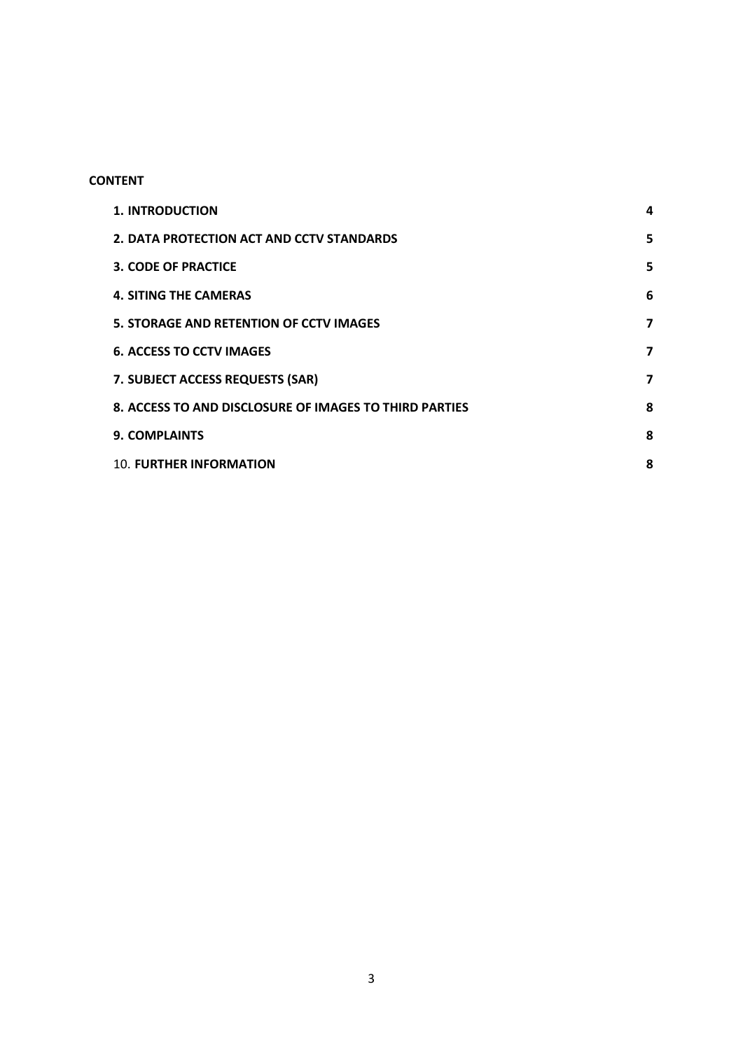**CONTENT**

| | |
|---|---|
| **1. INTRODUCTION** | **4** |
| **2. DATA PROTECTION ACT AND CCTV STANDARDS** | **5** |
| **3. CODE OF PRACTICE** | **5** |
| **4. SITING THE CAMERAS** | **6** |
| **5. STORAGE AND RETENTION OF CCTV IMAGES** | **7** |
| **6. ACCESS TO CCTV IMAGES** | **7** |
| **7. SUBJECT ACCESS REQUESTS (SAR)** | **7** |
| **8. ACCESS TO AND DISCLOSURE OF IMAGES TO THIRD PARTIES** | **8** |
| **9. COMPLAINTS** | **8** |
| 10. **FURTHER INFORMATION** | **8** |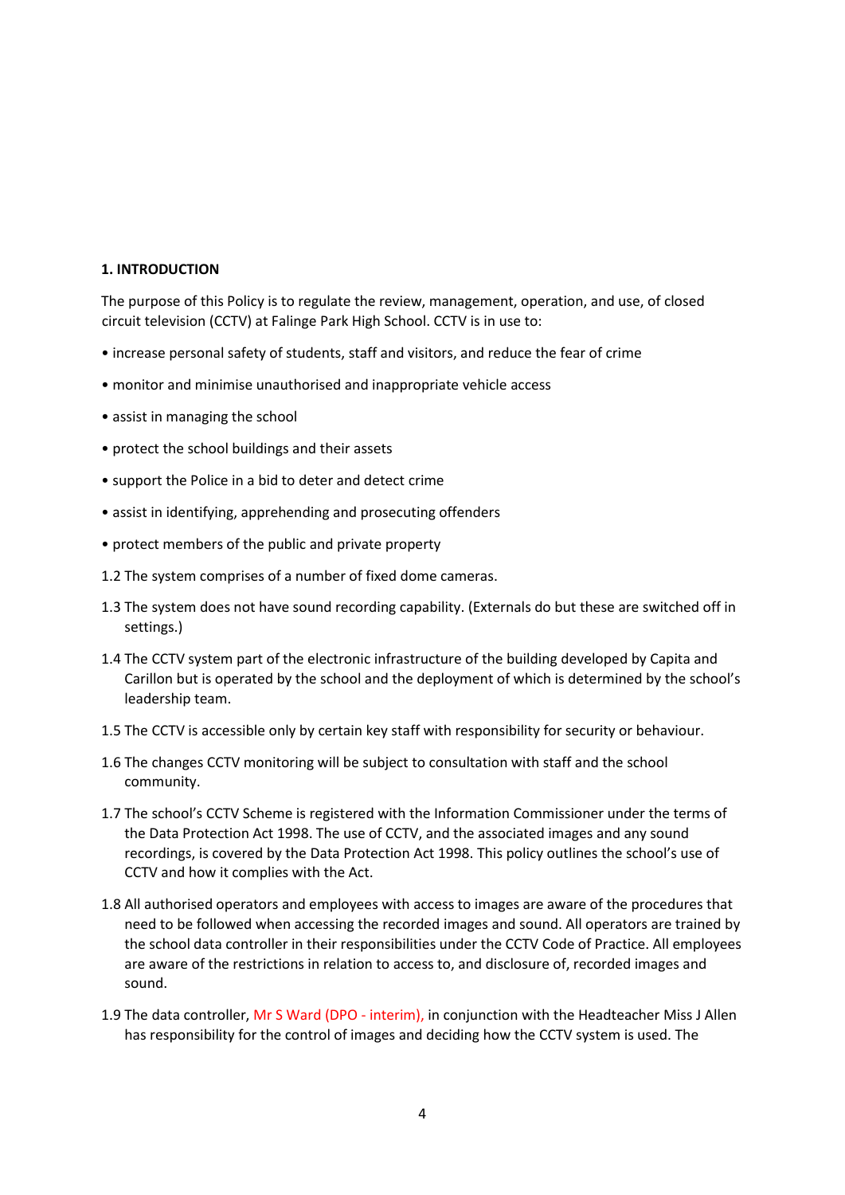**1. INTRODUCTION**

The purpose of this Policy is to regulate the review, management, operation, and use, of closed circuit television (CCTV) at Falinge Park High School. CCTV is in use to:

- increase personal safety of students, staff and visitors, and reduce the fear of crime
- monitor and minimise unauthorised and inappropriate vehicle access
- assist in managing the school
- protect the school buildings and their assets
- support the Police in a bid to deter and detect crime
- assist in identifying, apprehending and prosecuting offenders
- protect members of the public and private property

1.2 The system comprises of a number of fixed dome cameras.

1.3 The system does not have sound recording capability. (Externals do but these are switched off in settings.)

1.4 The CCTV system part of the electronic infrastructure of the building developed by Capita and Carillon but is operated by the school and the deployment of which is determined by the school's leadership team.

1.5 The CCTV is accessible only by certain key staff with responsibility for security or behaviour.

1.6 The changes CCTV monitoring will be subject to consultation with staff and the school community.

1.7 The school's CCTV Scheme is registered with the Information Commissioner under the terms of the Data Protection Act 1998. The use of CCTV, and the associated images and any sound recordings, is covered by the Data Protection Act 1998. This policy outlines the school's use of CCTV and how it complies with the Act.

1.8 All authorised operators and employees with access to images are aware of the procedures that need to be followed when accessing the recorded images and sound. All operators are trained by the school data controller in their responsibilities under the CCTV Code of Practice. All employees are aware of the restrictions in relation to access to, and disclosure of, recorded images and sound.

1.9 The data controller, Mr S Ward (DPO - interim), in conjunction with the Headteacher Miss J Allen has responsibility for the control of images and deciding how the CCTV system is used. The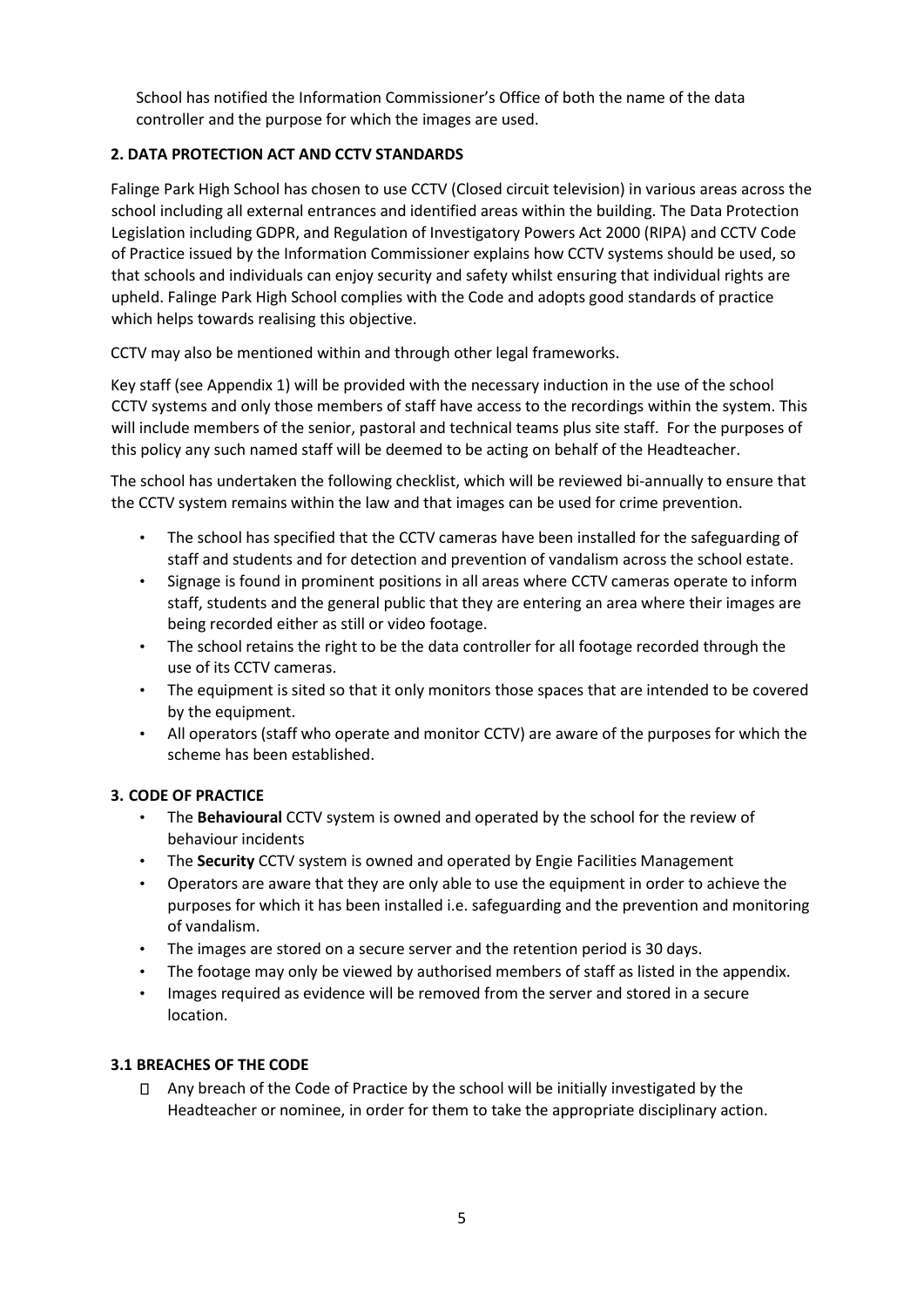School has notified the Information Commissioner's Office of both the name of the data controller and the purpose for which the images are used.

## 2. DATA PROTECTION ACT AND CCTV STANDARDS

Falinge Park High School has chosen to use CCTV (Closed circuit television) in various areas across the school including all external entrances and identified areas within the building. The Data Protection Legislation including GDPR, and Regulation of Investigatory Powers Act 2000 (RIPA) and CCTV Code of Practice issued by the Information Commissioner explains how CCTV systems should be used, so that schools and individuals can enjoy security and safety whilst ensuring that individual rights are upheld. Falinge Park High School complies with the Code and adopts good standards of practice which helps towards realising this objective.

CCTV may also be mentioned within and through other legal frameworks.

Key staff (see Appendix 1) will be provided with the necessary induction in the use of the school CCTV systems and only those members of staff have access to the recordings within the system. This will include members of the senior, pastoral and technical teams plus site staff. For the purposes of this policy any such named staff will be deemed to be acting on behalf of the Headteacher.

The school has undertaken the following checklist, which will be reviewed bi-annually to ensure that the CCTV system remains within the law and that images can be used for crime prevention.

- The school has specified that the CCTV cameras have been installed for the safeguarding of staff and students and for detection and prevention of vandalism across the school estate.
- Signage is found in prominent positions in all areas where CCTV cameras operate to inform staff, students and the general public that they are entering an area where their images are being recorded either as still or video footage.
- The school retains the right to be the data controller for all footage recorded through the use of its CCTV cameras.
- The equipment is sited so that it only monitors those spaces that are intended to be covered by the equipment.
- All operators (staff who operate and monitor CCTV) are aware of the purposes for which the scheme has been established.

## 3. CODE OF PRACTICE

- The **Behavioural** CCTV system is owned and operated by the school for the review of behaviour incidents
- The **Security** CCTV system is owned and operated by Engie Facilities Management
- Operators are aware that they are only able to use the equipment in order to achieve the purposes for which it has been installed i.e. safeguarding and the prevention and monitoring of vandalism.
- The images are stored on a secure server and the retention period is 30 days.
- The footage may only be viewed by authorised members of staff as listed in the appendix.
- Images required as evidence will be removed from the server and stored in a secure location.

### 3.1 BREACHES OF THE CODE

- Any breach of the Code of Practice by the school will be initially investigated by the Headteacher or nominee, in order for them to take the appropriate disciplinary action.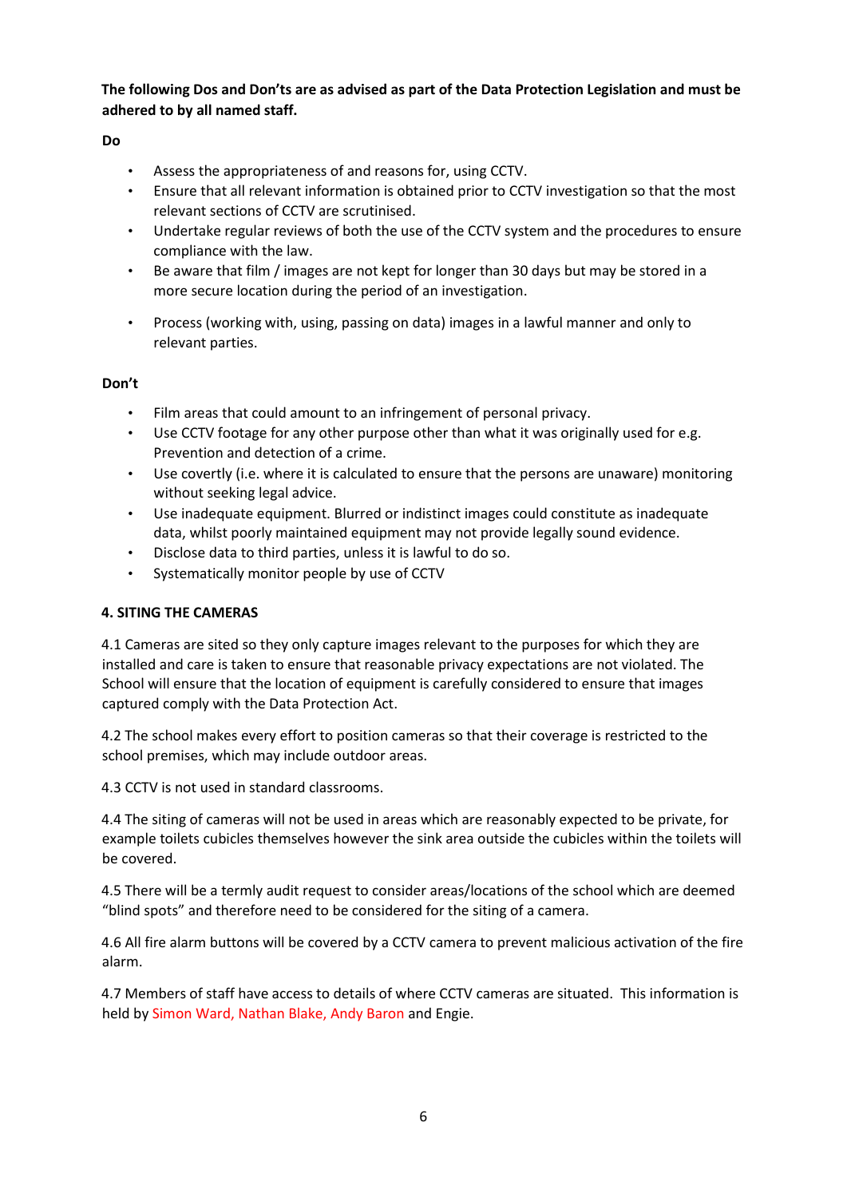**The following Dos and Don'ts are as advised as part of the Data Protection Legislation and must be adhered to by all named staff.**

**Do**

- Assess the appropriateness of and reasons for, using CCTV.
- Ensure that all relevant information is obtained prior to CCTV investigation so that the most relevant sections of CCTV are scrutinised.
- Undertake regular reviews of both the use of the CCTV system and the procedures to ensure compliance with the law.
- Be aware that film / images are not kept for longer than 30 days but may be stored in a more secure location during the period of an investigation.
- Process (working with, using, passing on data) images in a lawful manner and only to relevant parties.

**Don't**

- Film areas that could amount to an infringement of personal privacy.
- Use CCTV footage for any other purpose other than what it was originally used for e.g. Prevention and detection of a crime.
- Use covertly (i.e. where it is calculated to ensure that the persons are unaware) monitoring without seeking legal advice.
- Use inadequate equipment. Blurred or indistinct images could constitute as inadequate data, whilst poorly maintained equipment may not provide legally sound evidence.
- Disclose data to third parties, unless it is lawful to do so.
- Systematically monitor people by use of CCTV

**4. SITING THE CAMERAS**

4.1 Cameras are sited so they only capture images relevant to the purposes for which they are installed and care is taken to ensure that reasonable privacy expectations are not violated. The School will ensure that the location of equipment is carefully considered to ensure that images captured comply with the Data Protection Act.

4.2 The school makes every effort to position cameras so that their coverage is restricted to the school premises, which may include outdoor areas.

4.3 CCTV is not used in standard classrooms.

4.4 The siting of cameras will not be used in areas which are reasonably expected to be private, for example toilets cubicles themselves however the sink area outside the cubicles within the toilets will be covered.

4.5 There will be a termly audit request to consider areas/locations of the school which are deemed "blind spots" and therefore need to be considered for the siting of a camera.

4.6 All fire alarm buttons will be covered by a CCTV camera to prevent malicious activation of the fire alarm.

4.7 Members of staff have access to details of where CCTV cameras are situated. This information is held by Simon Ward, Nathan Blake, Andy Baron and Engie.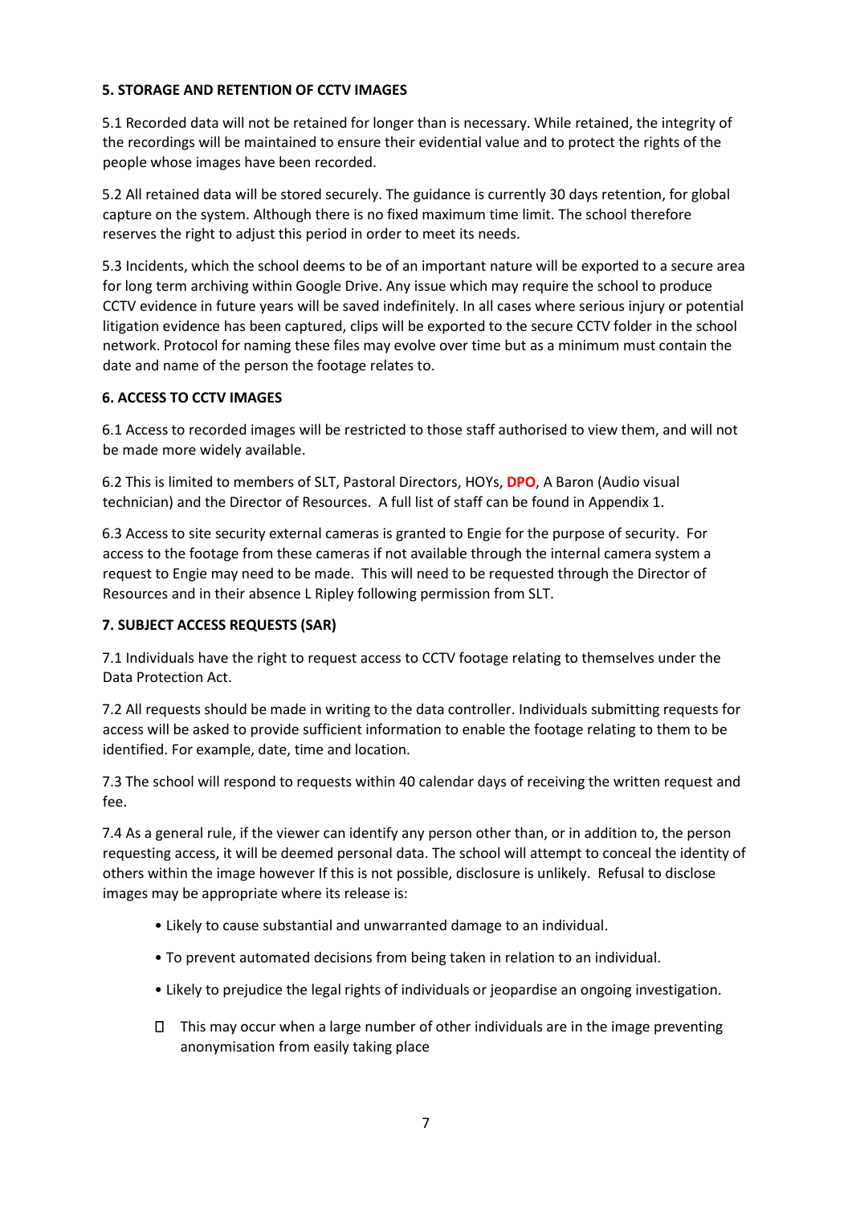#### 5. STORAGE AND RETENTION OF CCTV IMAGES

5.1 Recorded data will not be retained for longer than is necessary. While retained, the integrity of the recordings will be maintained to ensure their evidential value and to protect the rights of the people whose images have been recorded.

5.2 All retained data will be stored securely. The guidance is currently 30 days retention, for global capture on the system. Although there is no fixed maximum time limit. The school therefore reserves the right to adjust this period in order to meet its needs.

5.3 Incidents, which the school deems to be of an important nature will be exported to a secure area for long term archiving within Google Drive. Any issue which may require the school to produce CCTV evidence in future years will be saved indefinitely. In all cases where serious injury or potential litigation evidence has been captured, clips will be exported to the secure CCTV folder in the school network. Protocol for naming these files may evolve over time but as a minimum must contain the date and name of the person the footage relates to.

#### 6. ACCESS TO CCTV IMAGES

6.1 Access to recorded images will be restricted to those staff authorised to view them, and will not be made more widely available.

6.2 This is limited to members of SLT, Pastoral Directors, HOYs, **DPO**, A Baron (Audio visual technician) and the Director of Resources. A full list of staff can be found in Appendix 1.

6.3 Access to site security external cameras is granted to Engie for the purpose of security. For access to the footage from these cameras if not available through the internal camera system a request to Engie may need to be made. This will need to be requested through the Director of Resources and in their absence L Ripley following permission from SLT.

#### 7. SUBJECT ACCESS REQUESTS (SAR)

7.1 Individuals have the right to request access to CCTV footage relating to themselves under the Data Protection Act.

7.2 All requests should be made in writing to the data controller. Individuals submitting requests for access will be asked to provide sufficient information to enable the footage relating to them to be identified. For example, date, time and location.

7.3 The school will respond to requests within 40 calendar days of receiving the written request and fee.

7.4 As a general rule, if the viewer can identify any person other than, or in addition to, the person requesting access, it will be deemed personal data. The school will attempt to conceal the identity of others within the image however If this is not possible, disclosure is unlikely. Refusal to disclose images may be appropriate where its release is:

- Likely to cause substantial and unwarranted damage to an individual.
- To prevent automated decisions from being taken in relation to an individual.
- Likely to prejudice the legal rights of individuals or jeopardise an ongoing investigation.
  - This may occur when a large number of other individuals are in the image preventing anonymisation from easily taking place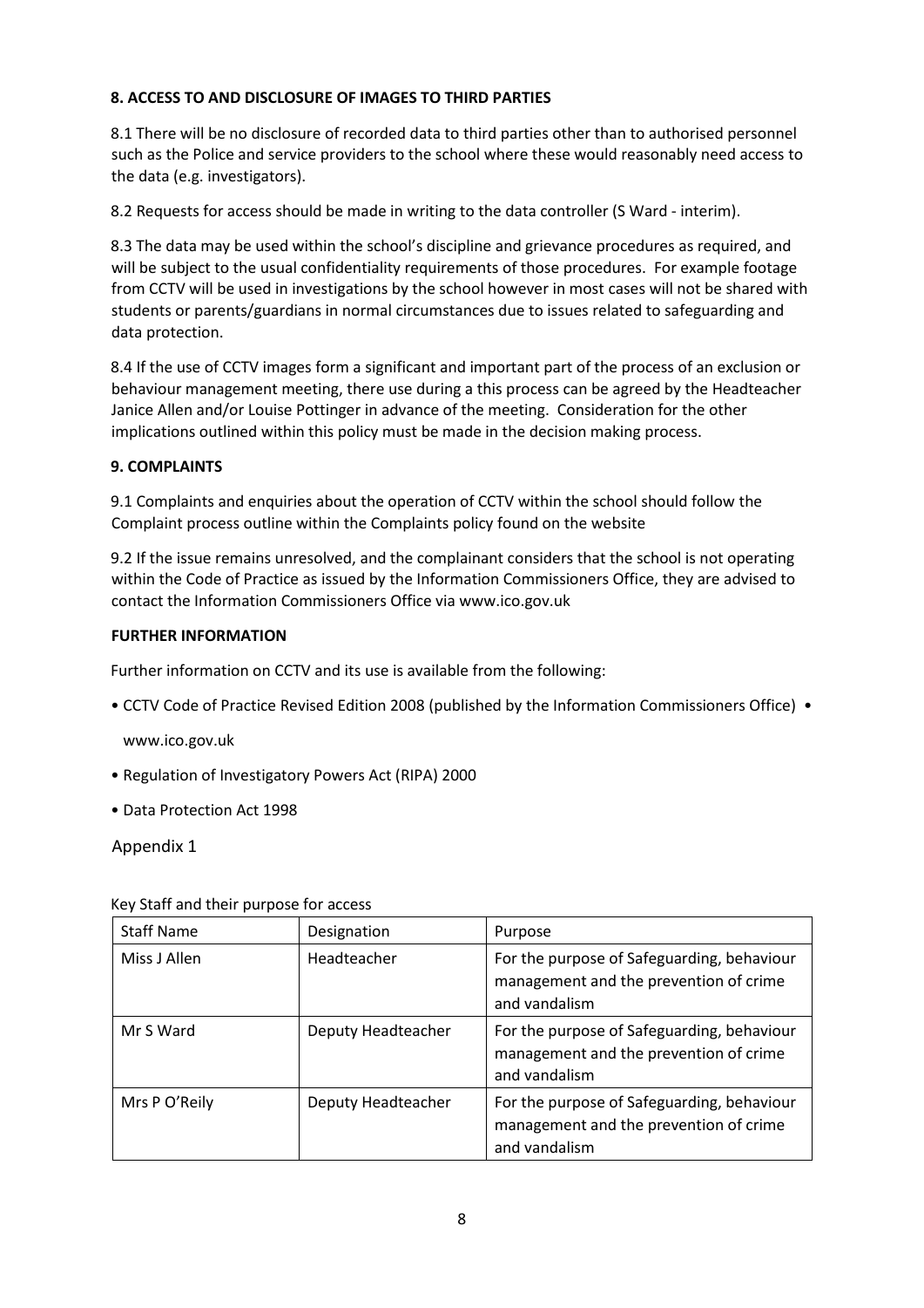**8. ACCESS TO AND DISCLOSURE OF IMAGES TO THIRD PARTIES**

8.1 There will be no disclosure of recorded data to third parties other than to authorised personnel such as the Police and service providers to the school where these would reasonably need access to the data (e.g. investigators).

8.2 Requests for access should be made in writing to the data controller (S Ward - interim).

8.3 The data may be used within the school's discipline and grievance procedures as required, and will be subject to the usual confidentiality requirements of those procedures. For example footage from CCTV will be used in investigations by the school however in most cases will not be shared with students or parents/guardians in normal circumstances due to issues related to safeguarding and data protection.

8.4 If the use of CCTV images form a significant and important part of the process of an exclusion or behaviour management meeting, there use during a this process can be agreed by the Headteacher Janice Allen and/or Louise Pottinger in advance of the meeting. Consideration for the other implications outlined within this policy must be made in the decision making process.

**9. COMPLAINTS**

9.1 Complaints and enquiries about the operation of CCTV within the school should follow the Complaint process outline within the Complaints policy found on the website

9.2 If the issue remains unresolved, and the complainant considers that the school is not operating within the Code of Practice as issued by the Information Commissioners Office, they are advised to contact the Information Commissioners Office via www.ico.gov.uk

**FURTHER INFORMATION**

Further information on CCTV and its use is available from the following:

- CCTV Code of Practice Revised Edition 2008 (published by the Information Commissioners Office)
- www.ico.gov.uk
- Regulation of Investigatory Powers Act (RIPA) 2000
- Data Protection Act 1998

Appendix 1

Key Staff and their purpose for access

| Staff Name | Designation | Purpose |
|---|---|---|
| Miss J Allen | Headteacher | For the purpose of Safeguarding, behaviour management and the prevention of crime and vandalism |
| Mr S Ward | Deputy Headteacher | For the purpose of Safeguarding, behaviour management and the prevention of crime and vandalism |
| Mrs P O'Reily | Deputy Headteacher | For the purpose of Safeguarding, behaviour management and the prevention of crime and vandalism |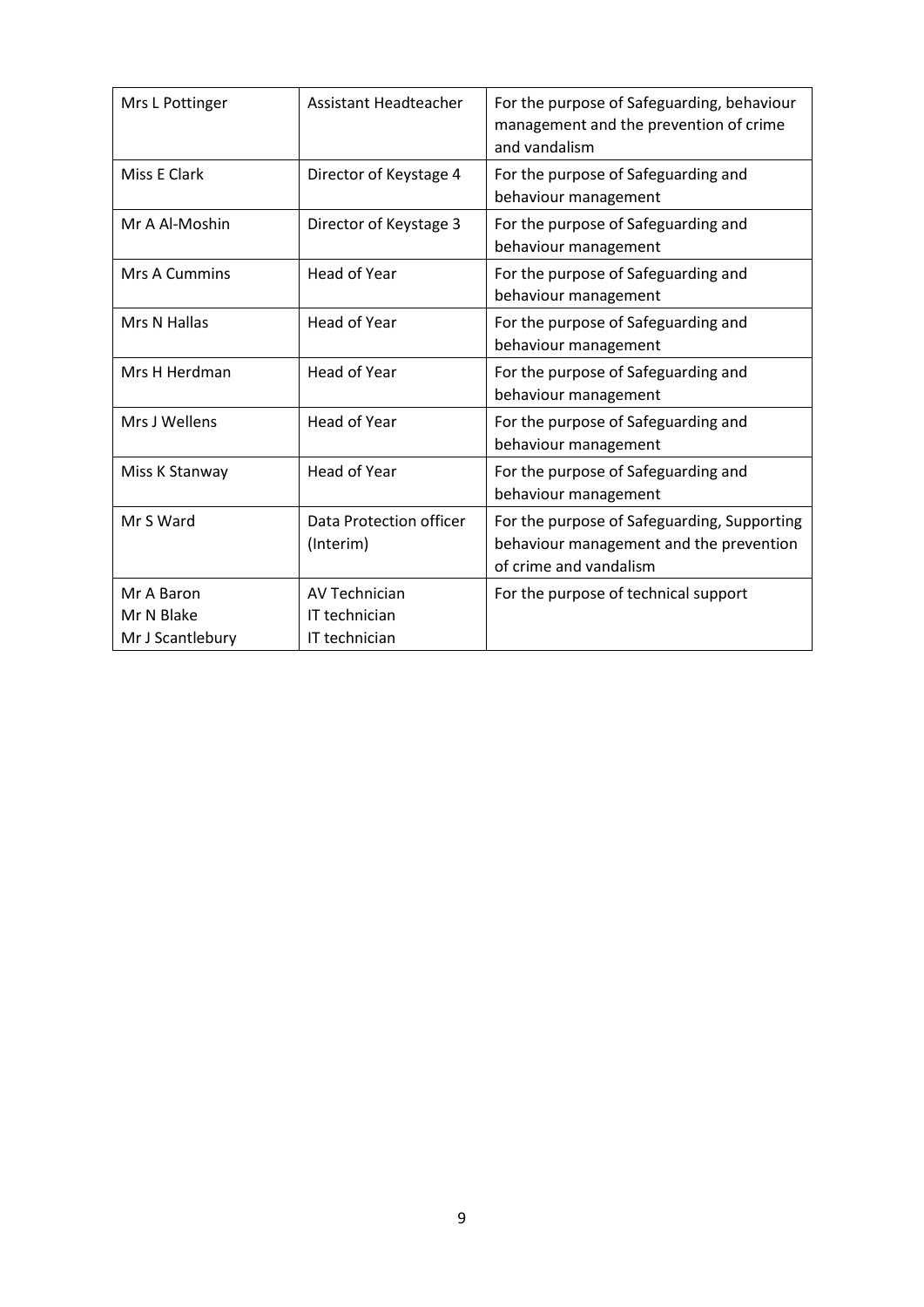| | | |
|---|---|---|
| Mrs L Pottinger | Assistant Headteacher | For the purpose of Safeguarding, behaviour management and the prevention of crime and vandalism |
| Miss E Clark | Director of Keystage 4 | For the purpose of Safeguarding and behaviour management |
| Mr A Al-Moshin | Director of Keystage 3 | For the purpose of Safeguarding and behaviour management |
| Mrs A Cummins | Head of Year | For the purpose of Safeguarding and behaviour management |
| Mrs N Hallas | Head of Year | For the purpose of Safeguarding and behaviour management |
| Mrs H Herdman | Head of Year | For the purpose of Safeguarding and behaviour management |
| Mrs J Wellens | Head of Year | For the purpose of Safeguarding and behaviour management |
| Miss K Stanway | Head of Year | For the purpose of Safeguarding and behaviour management |
| Mr S Ward | Data Protection officer (Interim) | For the purpose of Safeguarding, Supporting behaviour management and the prevention of crime and vandalism |
| Mr A Baron<br>Mr N Blake<br>Mr J Scantlebury | AV Technician<br>IT technician<br>IT technician | For the purpose of technical support |